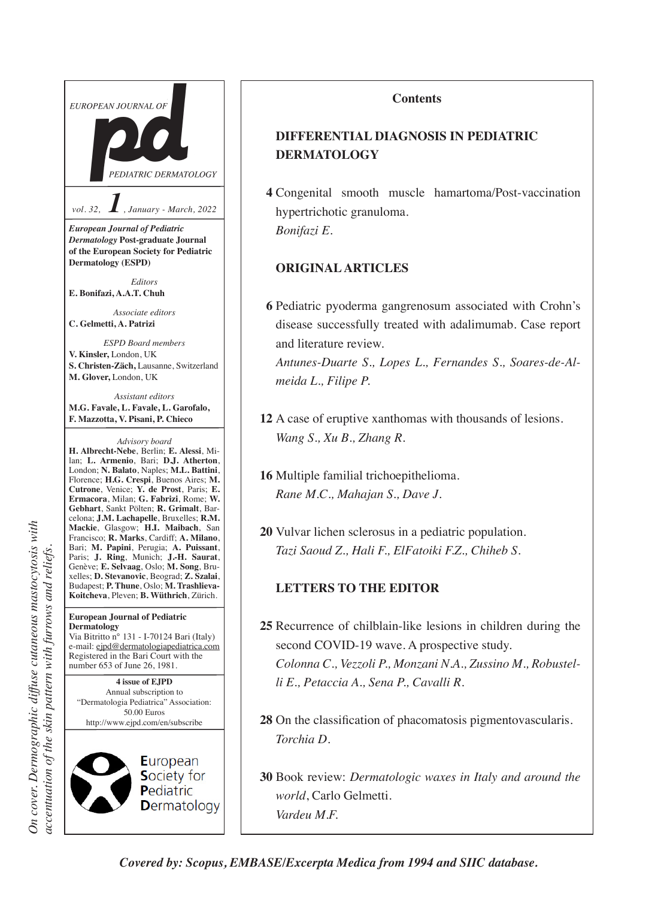EUROPEAN JOURNAL OF

# pd

PEDIATRIC DERMATOLOGY

vol. 32, **1**, January - March, 2022

***European Journal of Pediatric Dermatology*** **Post-graduate Journal of the European Society for Pediatric Dermatology (ESPD)**

*Editors*
**E. Bonifazi, A.A.T. Chuh**

*Associate editors*
**C. Gelmetti, A. Patrizi**

*ESPD Board members*
**V. Kinsler,** London, UK
**S. Christen-Zäch,** Lausanne, Switzerland
**M. Glover,** London, UK

*Assistant editors*
**M.G. Favale, L. Favale, L. Garofalo, F. Mazzotta, V. Pisani, P. Chieco**

*Advisory board*
**H. Albrecht-Nebe**, Berlin; **E. Alessi**, Milan; **L. Armenio**, Bari; **D.J. Atherton**, London; **N. Balato**, Naples; **M.L. Battini**, Florence; **H.G. Crespi**, Buenos Aires; **M. Cutrone**, Venice; **Y. de Prost**, Paris; **E. Ermacora**, Milan; **G. Fabrizi**, Rome; **W. Gebhart**, Sankt Pölten; **R. Grimalt**, Barcelona; **J.M. Lachapelle**, Bruxelles; **R.M. Mackie**, Glasgow; **H.I. Maibach**, San Francisco; **R. Marks**, Cardiff; **A. Milano**, Bari; **M. Papini**, Perugia; **A. Puissant**, Paris; **J. Ring**, Munich; **J.-H. Saurat**, Genève; **E. Selvaag**, Oslo; **M. Song**, Bruxelles; **D. Stevanovic**, Beograd; **Z. Szalai**, Budapest; **P. Thune**, Oslo; **M. Trashlieva-Koitcheva**, Pleven; **B. Wüthrich**, Zürich.

**European Journal of Pediatric Dermatology**
Via Bitritto n° 131 - I-70124 Bari (Italy)
e-mail: ejpd@dermatologiapediatrica.com
Registered in the Bari Court with the number 653 of June 26, 1981.

**4 issue of EJPD**
Annual subscription to "Dermatologia Pediatrica" Association: 50.00 Euros
http://www.ejpd.com/en/subscribe

European Society for Pediatric Dermatology

*On cover. Dermographic diffuse cutaneous mastocytosis with accentuation of the skin pattern with furrows and reliefs.*

## Contents

### DIFFERENTIAL DIAGNOSIS IN PEDIATRIC DERMATOLOGY

**4** Congenital smooth muscle hamartoma/Post-vaccination hypertrichotic granuloma.
*Bonifazi E.*

### ORIGINAL ARTICLES

**6** Pediatric pyoderma gangrenosum associated with Crohn's disease successfully treated with adalimumab. Case report and literature review.
*Antunes-Duarte S., Lopes L., Fernandes S., Soares-de-Almeida L., Filipe P.*

**12** A case of eruptive xanthomas with thousands of lesions.
*Wang S., Xu B., Zhang R.*

**16** Multiple familial trichoepithelioma.
*Rane M.C., Mahajan S., Dave J.*

**20** Vulvar lichen sclerosus in a pediatric population.
*Tazi Saoud Z., Hali F., ElFatoiki F.Z., Chiheb S.*

### LETTERS TO THE EDITOR

**25** Recurrence of chilblain-like lesions in children during the second COVID-19 wave. A prospective study.
*Colonna C., Vezzoli P., Monzani N.A., Zussino M., Robustelli E., Petaccia A., Sena P., Cavalli R.*

**28** On the classification of phacomatosis pigmentovascularis.
*Torchia D.*

**30** Book review: *Dermatologic waxes in Italy and around the world*, Carlo Gelmetti.
*Vardeu M.F.*

***Covered by: Scopus, EMBASE/Excerpta Medica from 1994 and SIIC database.***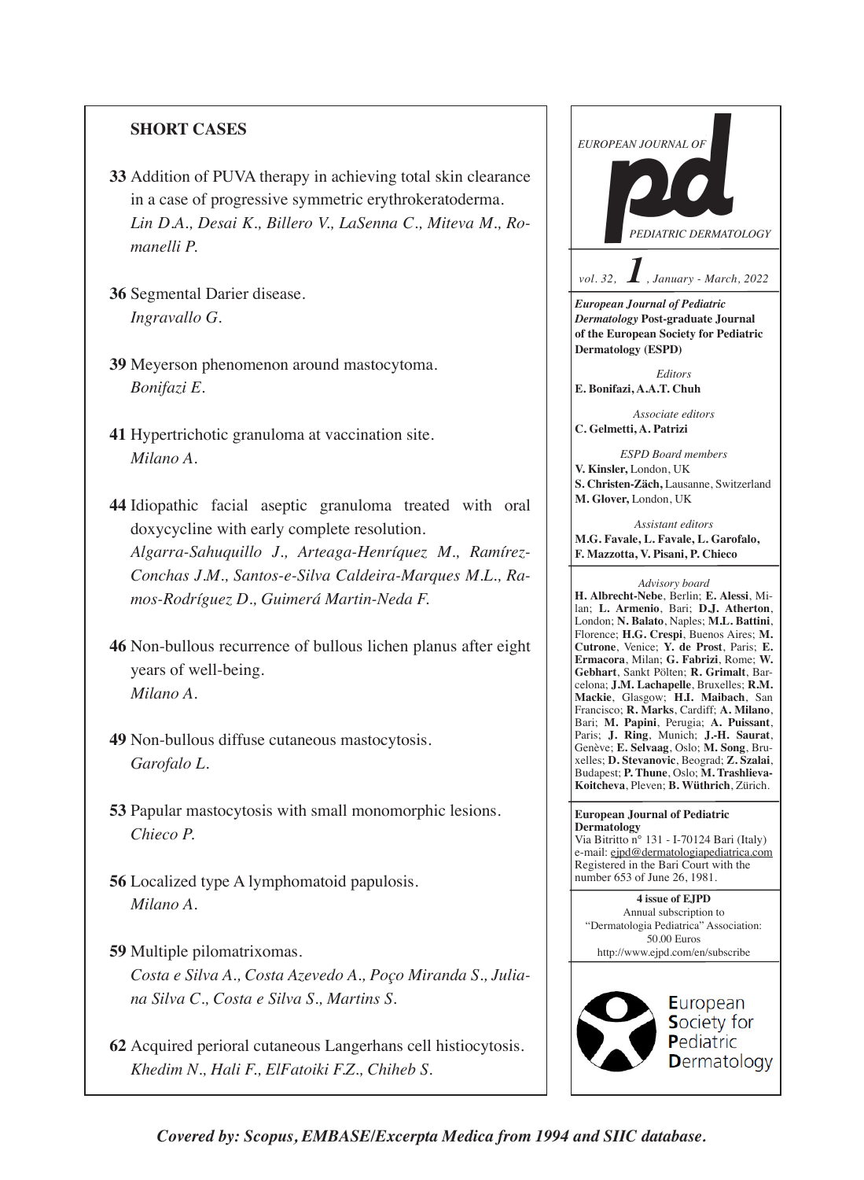## SHORT CASES

**33** Addition of PUVA therapy in achieving total skin clearance in a case of progressive symmetric erythrokeratoderma.
*Lin D.A., Desai K., Billero V., LaSenna C., Miteva M., Romanelli P.*

**36** Segmental Darier disease.
*Ingravallo G.*

**39** Meyerson phenomenon around mastocytoma.
*Bonifazi E.*

**41** Hypertrichotic granuloma at vaccination site.
*Milano A.*

**44** Idiopathic facial aseptic granuloma treated with oral doxycycline with early complete resolution.
*Algarra-Sahuquillo J., Arteaga-Henríquez M., Ramírez-Conchas J.M., Santos-e-Silva Caldeira-Marques M.L., Ramos-Rodríguez D., Guimerá Martin-Neda F.*

**46** Non-bullous recurrence of bullous lichen planus after eight years of well-being.
*Milano A.*

**49** Non-bullous diffuse cutaneous mastocytosis.
*Garofalo L.*

**53** Papular mastocytosis with small monomorphic lesions.
*Chieco P.*

**56** Localized type A lymphomatoid papulosis.
*Milano A.*

**59** Multiple pilomatrixomas.
*Costa e Silva A., Costa Azevedo A., Poço Miranda S., Juliana Silva C., Costa e Silva S., Martins S.*

**62** Acquired perioral cutaneous Langerhans cell histiocytosis.
*Khedim N., Hali F., ElFatoiki F.Z., Chiheb S.*

---

*EUROPEAN JOURNAL OF* **pd** *PEDIATRIC DERMATOLOGY*

*vol. 32,* ***1****, January - March, 2022*

***European Journal of Pediatric Dermatology*** **Post-graduate Journal of the European Society for Pediatric Dermatology (ESPD)**

*Editors*
**E. Bonifazi, A.A.T. Chuh**

*Associate editors*
**C. Gelmetti, A. Patrizi**

*ESPD Board members*
**V. Kinsler,** London, UK
**S. Christen-Zäch,** Lausanne, Switzerland
**M. Glover,** London, UK

*Assistant editors*
**M.G. Favale, L. Favale, L. Garofalo, F. Mazzotta, V. Pisani, P. Chieco**

*Advisory board*
**H. Albrecht-Nebe**, Berlin; **E. Alessi**, Milan; **L. Armenio**, Bari; **D.J. Atherton**, London; **N. Balato**, Naples; **M.L. Battini**, Florence; **H.G. Crespi**, Buenos Aires; **M. Cutrone**, Venice; **Y. de Prost**, Paris; **E. Ermacora**, Milan; **G. Fabrizi**, Rome; **W. Gebhart**, Sankt Pölten; **R. Grimalt**, Barcelona; **J.M. Lachapelle**, Bruxelles; **R.M. Mackie**, Glasgow; **H.I. Maibach**, San Francisco; **R. Marks**, Cardiff; **A. Milano**, Bari; **M. Papini**, Perugia; **A. Puissant**, Paris; **J. Ring**, Munich; **J.-H. Saurat**, Genève; **E. Selvaag**, Oslo; **M. Song**, Bruxelles; **D. Stevanovic**, Beograd; **Z. Szalai**, Budapest; **P. Thune**, Oslo; **M. Trashlieva-Koitcheva**, Pleven; **B. Wüthrich**, Zürich.

**European Journal of Pediatric Dermatology**
Via Bitritto n° 131 - I-70124 Bari (Italy)
e-mail: ejpd@dermatologiapediatrica.com
Registered in the Bari Court with the number 653 of June 26, 1981.

**4 issue of EJPD**
Annual subscription to "Dermatologia Pediatrica" Association: 50.00 Euros
http://www.ejpd.com/en/subscribe

**E**uropean **S**ociety for **P**ediatric **D**ermatology

***Covered by: Scopus, EMBASE/Excerpta Medica from 1994 and SIIC database.***